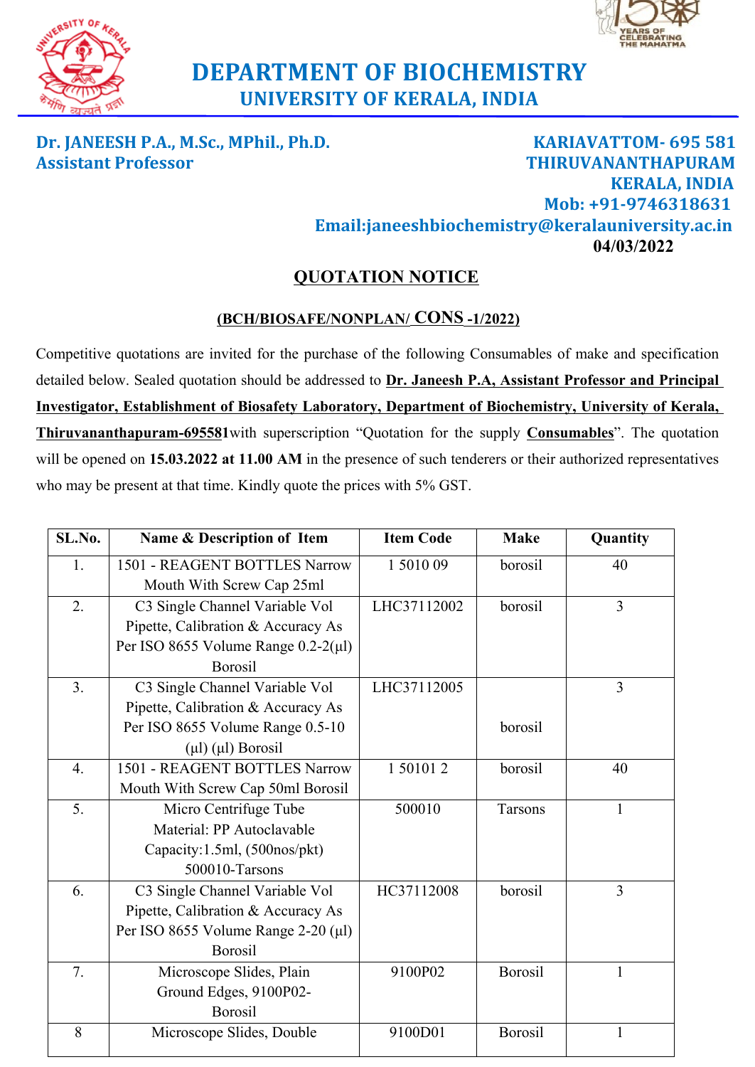# DEPARTMENT OF BIOCHEMISTRY
## UNIVERSITY OF KERALA, INDIA

**Dr. JANEESH P.A., M.Sc., MPhil., Ph.D.**
**Assistant Professor**

**KARIAVATTOM- 695 581**
**THIRUVANANTHAPURAM**
**KERALA, INDIA**
**Mob: +91-9746318631**
**Email:janeeshbiochemistry@keralauniversity.ac.in**

**04/03/2022**

## QUOTATION NOTICE

**(BCH/BIOSAFE/NONPLAN/ CONS -1/2022)**

Competitive quotations are invited for the purchase of the following Consumables of make and specification detailed below. Sealed quotation should be addressed to **Dr. Janeesh P.A, Assistant Professor and Principal Investigator, Establishment of Biosafety Laboratory, Department of Biochemistry, University of Kerala, Thiruvananthapuram-695581**with superscription "Quotation for the supply **Consumables**". The quotation will be opened on **15.03.2022 at 11.00 AM** in the presence of such tenderers or their authorized representatives who may be present at that time. Kindly quote the prices with 5% GST.

| SL.No. | Name & Description of Item | Item Code | Make | Quantity |
|---|---|---|---|---|
| 1. | 1501 - REAGENT BOTTLES Narrow Mouth With Screw Cap 25ml | 1 5010 09 | borosil | 40 |
| 2. | C3 Single Channel Variable Vol Pipette, Calibration & Accuracy As Per ISO 8655 Volume Range 0.2-2(µl) Borosil | LHC37112002 | borosil | 3 |
| 3. | C3 Single Channel Variable Vol Pipette, Calibration & Accuracy As Per ISO 8655 Volume Range 0.5-10 (µl) (µl) Borosil | LHC37112005 | borosil | 3 |
| 4. | 1501 - REAGENT BOTTLES Narrow Mouth With Screw Cap 50ml Borosil | 1 50101 2 | borosil | 40 |
| 5. | Micro Centrifuge Tube Material: PP Autoclavable Capacity:1.5ml, (500nos/pkt) 500010-Tarsons | 500010 | Tarsons | 1 |
| 6. | C3 Single Channel Variable Vol Pipette, Calibration & Accuracy As Per ISO 8655 Volume Range 2-20 (µl) Borosil | HC37112008 | borosil | 3 |
| 7. | Microscope Slides, Plain Ground Edges, 9100P02-Borosil | 9100P02 | Borosil | 1 |
| 8 | Microscope Slides, Double | 9100D01 | Borosil | 1 |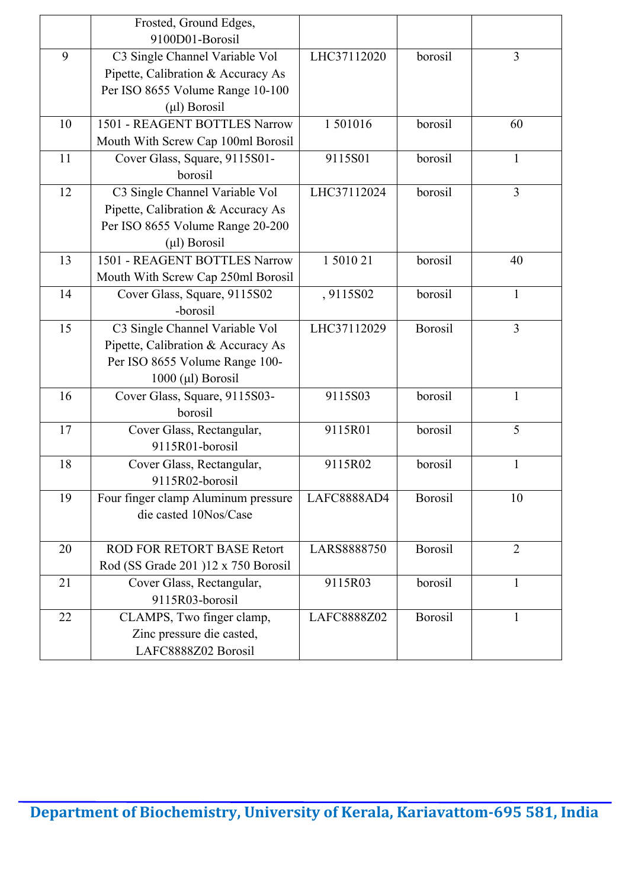| | | | | |
|---|---|---|---|---|
| | Frosted, Ground Edges, 9100D01-Borosil | | | |
| 9 | C3 Single Channel Variable Vol Pipette, Calibration & Accuracy As Per ISO 8655 Volume Range 10-100 (μl) Borosil | LHC37112020 | borosil | 3 |
| 10 | 1501 - REAGENT BOTTLES Narrow Mouth With Screw Cap 100ml Borosil | 1 501016 | borosil | 60 |
| 11 | Cover Glass, Square, 9115S01-borosil | 9115S01 | borosil | 1 |
| 12 | C3 Single Channel Variable Vol Pipette, Calibration & Accuracy As Per ISO 8655 Volume Range 20-200 (μl) Borosil | LHC37112024 | borosil | 3 |
| 13 | 1501 - REAGENT BOTTLES Narrow Mouth With Screw Cap 250ml Borosil | 1 5010 21 | borosil | 40 |
| 14 | Cover Glass, Square, 9115S02 -borosil | , 9115S02 | borosil | 1 |
| 15 | C3 Single Channel Variable Vol Pipette, Calibration & Accuracy As Per ISO 8655 Volume Range 100-1000 (μl) Borosil | LHC37112029 | Borosil | 3 |
| 16 | Cover Glass, Square, 9115S03-borosil | 9115S03 | borosil | 1 |
| 17 | Cover Glass, Rectangular, 9115R01-borosil | 9115R01 | borosil | 5 |
| 18 | Cover Glass, Rectangular, 9115R02-borosil | 9115R02 | borosil | 1 |
| 19 | Four finger clamp Aluminum pressure die casted 10Nos/Case | LAFC8888AD4 | Borosil | 10 |
| 20 | ROD FOR RETORT BASE Retort Rod (SS Grade 201 )12 x 750 Borosil | LARS8888750 | Borosil | 2 |
| 21 | Cover Glass, Rectangular, 9115R03-borosil | 9115R03 | borosil | 1 |
| 22 | CLAMPS, Two finger clamp, Zinc pressure die casted, LAFC8888Z02 Borosil | LAFC8888Z02 | Borosil | 1 |

**Department of Biochemistry, University of Kerala, Kariavattom-695 581, India**